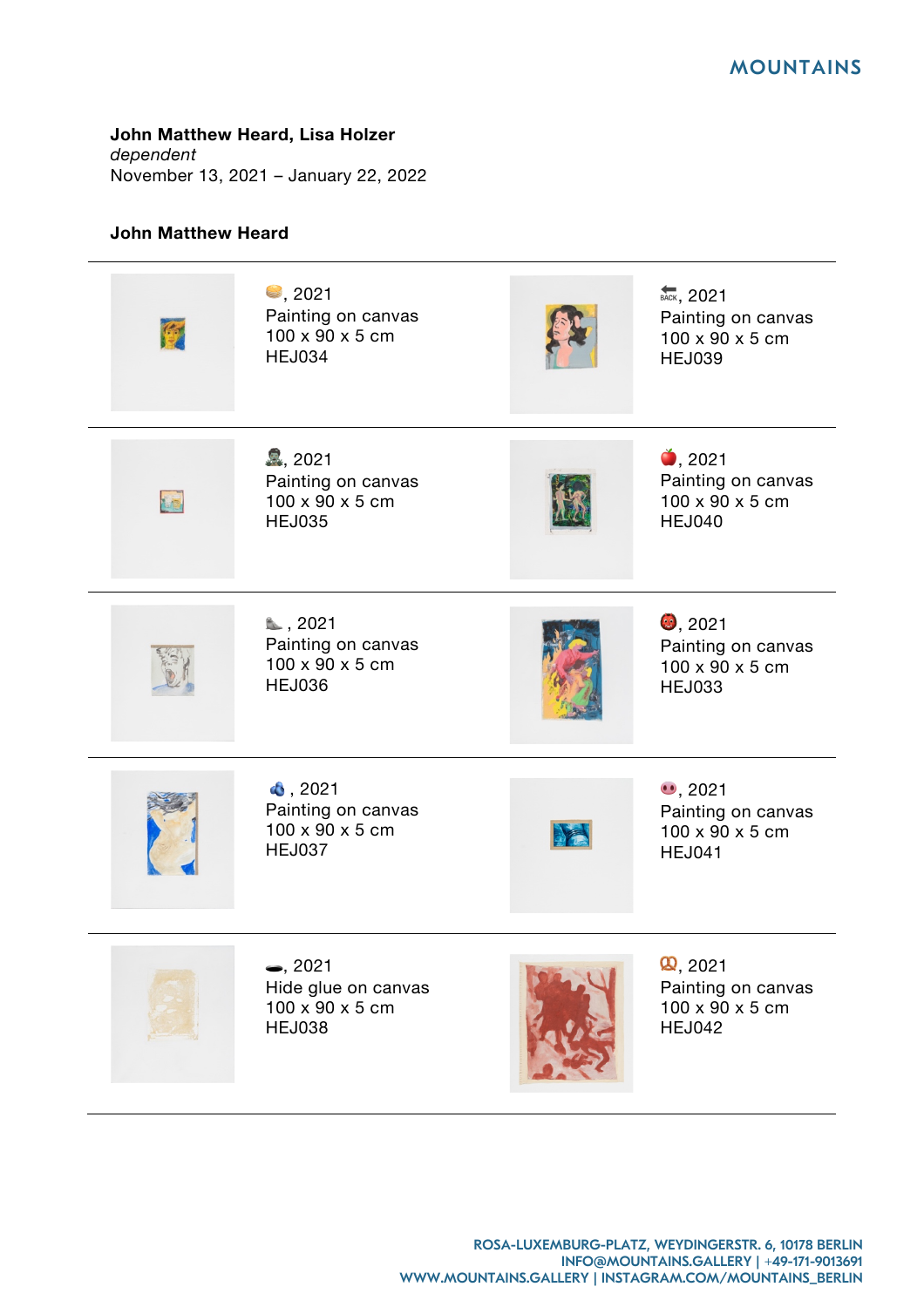**John Matthew Heard, Lisa Holzer**
*dependent*
November 13, 2021 – January 22, 2022

**John Matthew Heard**

🥞, 2021
Painting on canvas
100 x 90 x 5 cm
HEJ034

🔙, 2021
Painting on canvas
100 x 90 x 5 cm
HEJ039

🧟, 2021
Painting on canvas
100 x 90 x 5 cm
HEJ035

🍎, 2021
Painting on canvas
100 x 90 x 5 cm
HEJ040

👢 , 2021
Painting on canvas
100 x 90 x 5 cm
HEJ036

👹, 2021
Painting on canvas
100 x 90 x 5 cm
HEJ033

🫐 , 2021
Painting on canvas
100 x 90 x 5 cm
HEJ037

🐽, 2021
Painting on canvas
100 x 90 x 5 cm
HEJ041

🕳, 2021
Hide glue on canvas
100 x 90 x 5 cm
HEJ038

🥨, 2021
Painting on canvas
100 x 90 x 5 cm
HEJ042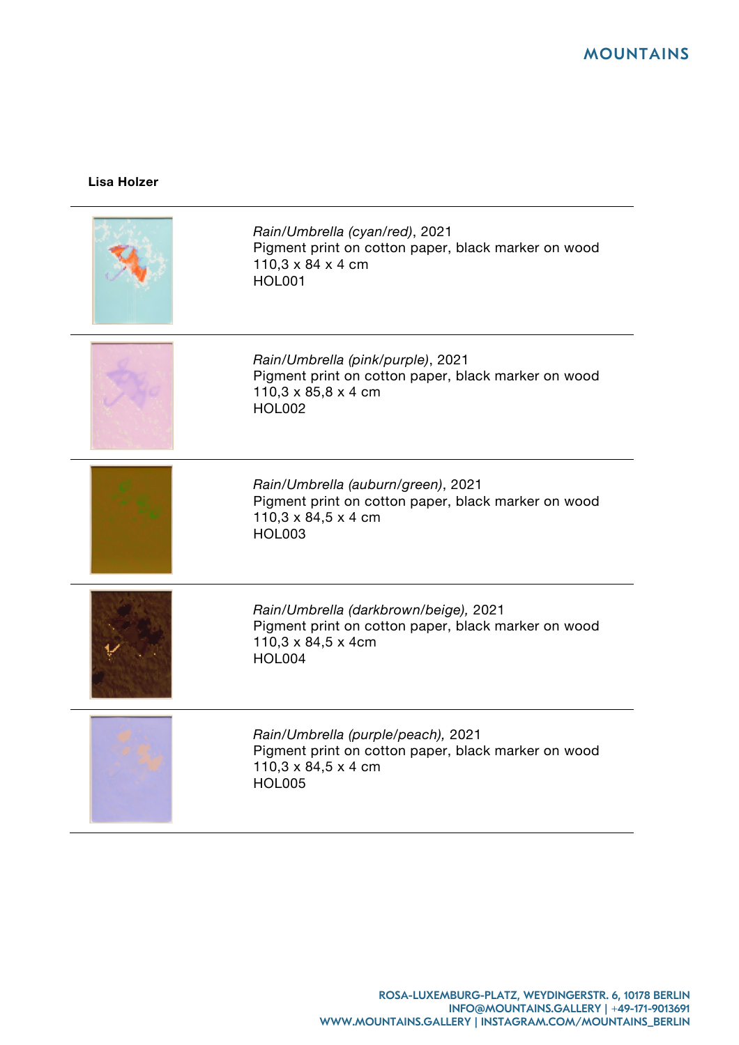**Lisa Holzer**

*Rain/Umbrella (cyan/red)*, 2021
Pigment print on cotton paper, black marker on wood
110,3 x 84 x 4 cm
HOL001

*Rain/Umbrella (pink/purple)*, 2021
Pigment print on cotton paper, black marker on wood
110,3 x 85,8 x 4 cm
HOL002

*Rain/Umbrella (auburn/green)*, 2021
Pigment print on cotton paper, black marker on wood
110,3 x 84,5 x 4 cm
HOL003

*Rain/Umbrella (darkbrown/beige),* 2021
Pigment print on cotton paper, black marker on wood
110,3 x 84,5 x 4cm
HOL004

*Rain/Umbrella (purple/peach),* 2021
Pigment print on cotton paper, black marker on wood
110,3 x 84,5 x 4 cm
HOL005